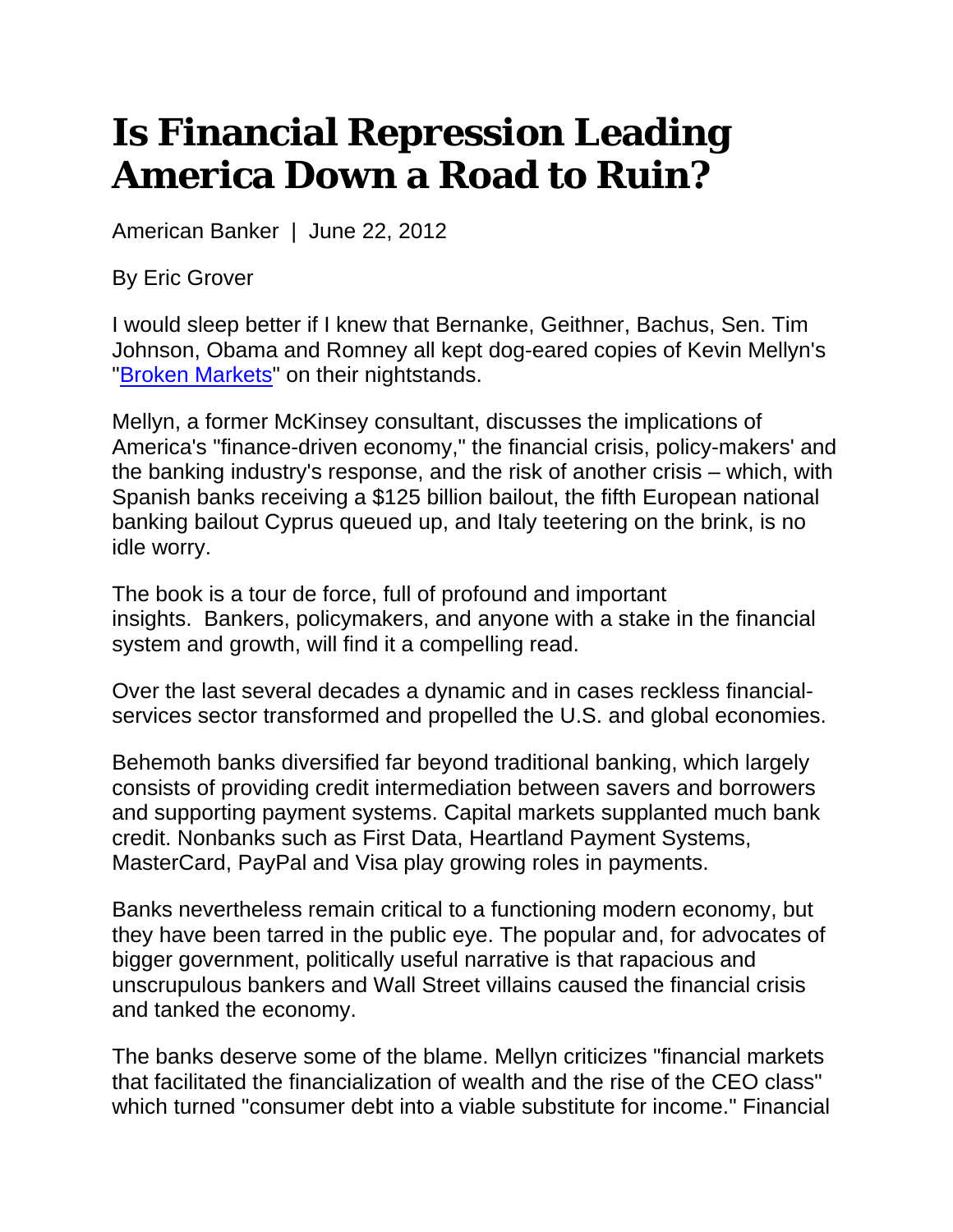# Is Financial Repression Leading America Down a Road to Ruin?

American Banker | June 22, 2012

By Eric Grover

I would sleep better if I knew that Bernanke, Geithner, Bachus, Sen. Tim Johnson, Obama and Romney all kept dog-eared copies of Kevin Mellyn's "Broken Markets" on their nightstands.

Mellyn, a former McKinsey consultant, discusses the implications of America's "finance-driven economy," the financial crisis, policy-makers' and the banking industry's response, and the risk of another crisis – which, with Spanish banks receiving a $125 billion bailout, the fifth European national banking bailout Cyprus queued up, and Italy teetering on the brink, is no idle worry.

The book is a tour de force, full of profound and important insights. Bankers, policymakers, and anyone with a stake in the financial system and growth, will find it a compelling read.

Over the last several decades a dynamic and in cases reckless financial-services sector transformed and propelled the U.S. and global economies.

Behemoth banks diversified far beyond traditional banking, which largely consists of providing credit intermediation between savers and borrowers and supporting payment systems. Capital markets supplanted much bank credit. Nonbanks such as First Data, Heartland Payment Systems, MasterCard, PayPal and Visa play growing roles in payments.

Banks nevertheless remain critical to a functioning modern economy, but they have been tarred in the public eye. The popular and, for advocates of bigger government, politically useful narrative is that rapacious and unscrupulous bankers and Wall Street villains caused the financial crisis and tanked the economy.

The banks deserve some of the blame. Mellyn criticizes "financial markets that facilitated the financialization of wealth and the rise of the CEO class" which turned "consumer debt into a viable substitute for income." Financial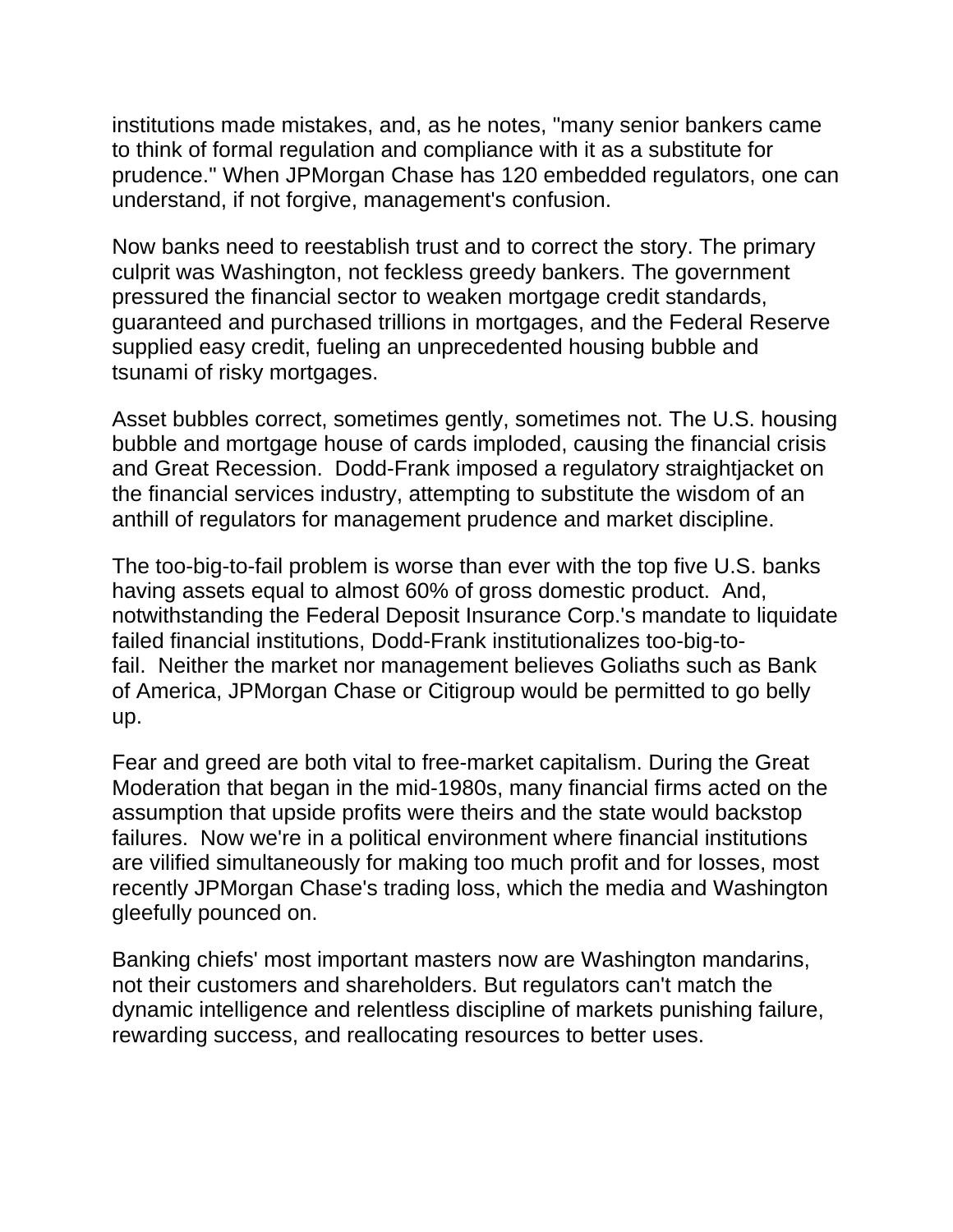institutions made mistakes, and, as he notes, "many senior bankers came to think of formal regulation and compliance with it as a substitute for prudence." When JPMorgan Chase has 120 embedded regulators, one can understand, if not forgive, management's confusion.

Now banks need to reestablish trust and to correct the story. The primary culprit was Washington, not feckless greedy bankers. The government pressured the financial sector to weaken mortgage credit standards, guaranteed and purchased trillions in mortgages, and the Federal Reserve supplied easy credit, fueling an unprecedented housing bubble and tsunami of risky mortgages.

Asset bubbles correct, sometimes gently, sometimes not. The U.S. housing bubble and mortgage house of cards imploded, causing the financial crisis and Great Recession. Dodd-Frank imposed a regulatory straightjacket on the financial services industry, attempting to substitute the wisdom of an anthill of regulators for management prudence and market discipline.

The too-big-to-fail problem is worse than ever with the top five U.S. banks having assets equal to almost 60% of gross domestic product. And, notwithstanding the Federal Deposit Insurance Corp.'s mandate to liquidate failed financial institutions, Dodd-Frank institutionalizes too-big-to-fail. Neither the market nor management believes Goliaths such as Bank of America, JPMorgan Chase or Citigroup would be permitted to go belly up.

Fear and greed are both vital to free-market capitalism. During the Great Moderation that began in the mid-1980s, many financial firms acted on the assumption that upside profits were theirs and the state would backstop failures. Now we're in a political environment where financial institutions are vilified simultaneously for making too much profit and for losses, most recently JPMorgan Chase's trading loss, which the media and Washington gleefully pounced on.

Banking chiefs' most important masters now are Washington mandarins, not their customers and shareholders. But regulators can't match the dynamic intelligence and relentless discipline of markets punishing failure, rewarding success, and reallocating resources to better uses.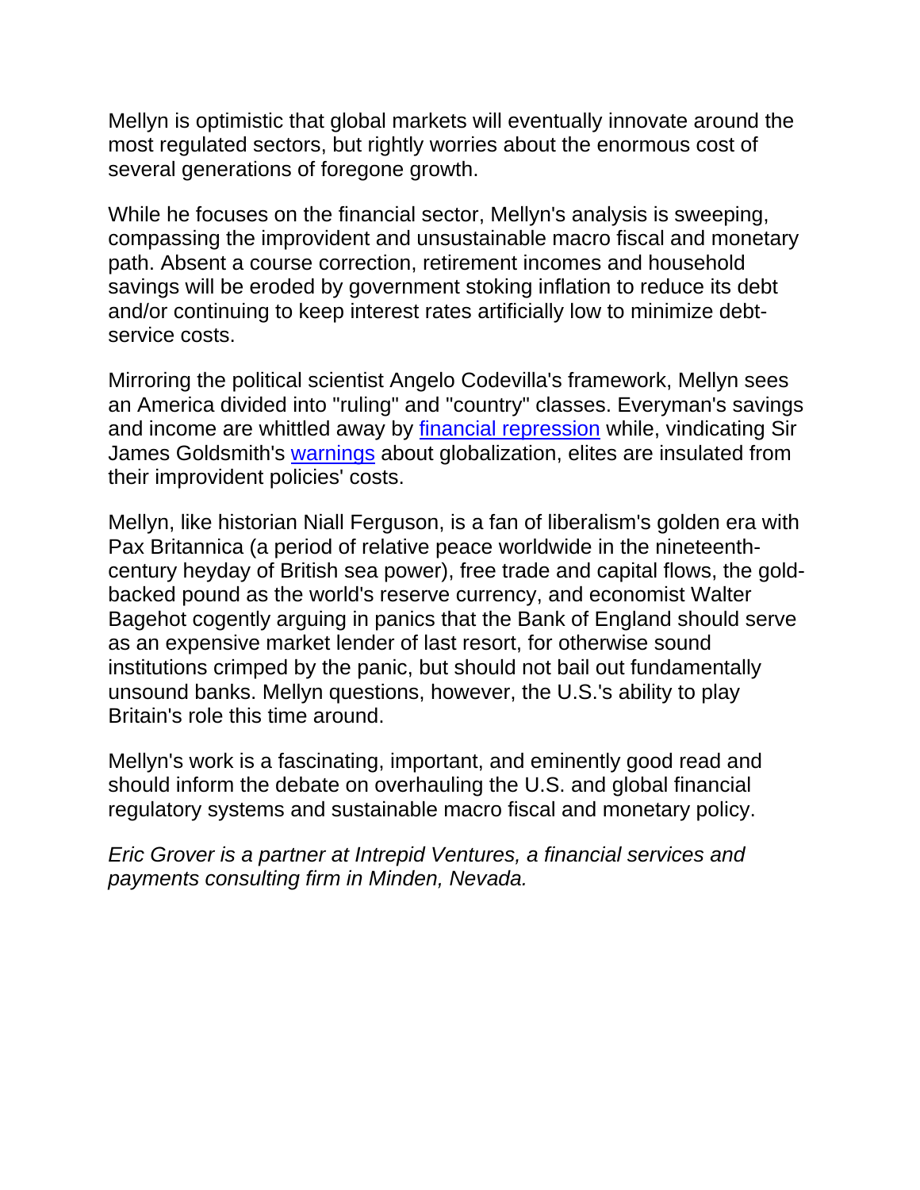Mellyn is optimistic that global markets will eventually innovate around the most regulated sectors, but rightly worries about the enormous cost of several generations of foregone growth.

While he focuses on the financial sector, Mellyn's analysis is sweeping, compassing the improvident and unsustainable macro fiscal and monetary path. Absent a course correction, retirement incomes and household savings will be eroded by government stoking inflation to reduce its debt and/or continuing to keep interest rates artificially low to minimize debt-service costs.

Mirroring the political scientist Angelo Codevilla's framework, Mellyn sees an America divided into "ruling" and "country" classes. Everyman's savings and income are whittled away by financial repression while, vindicating Sir James Goldsmith's warnings about globalization, elites are insulated from their improvident policies' costs.

Mellyn, like historian Niall Ferguson, is a fan of liberalism's golden era with Pax Britannica (a period of relative peace worldwide in the nineteenth-century heyday of British sea power), free trade and capital flows, the gold-backed pound as the world's reserve currency, and economist Walter Bagehot cogently arguing in panics that the Bank of England should serve as an expensive market lender of last resort, for otherwise sound institutions crimped by the panic, but should not bail out fundamentally unsound banks. Mellyn questions, however, the U.S.'s ability to play Britain's role this time around.

Mellyn's work is a fascinating, important, and eminently good read and should inform the debate on overhauling the U.S. and global financial regulatory systems and sustainable macro fiscal and monetary policy.

*Eric Grover is a partner at Intrepid Ventures, a financial services and payments consulting firm in Minden, Nevada.*